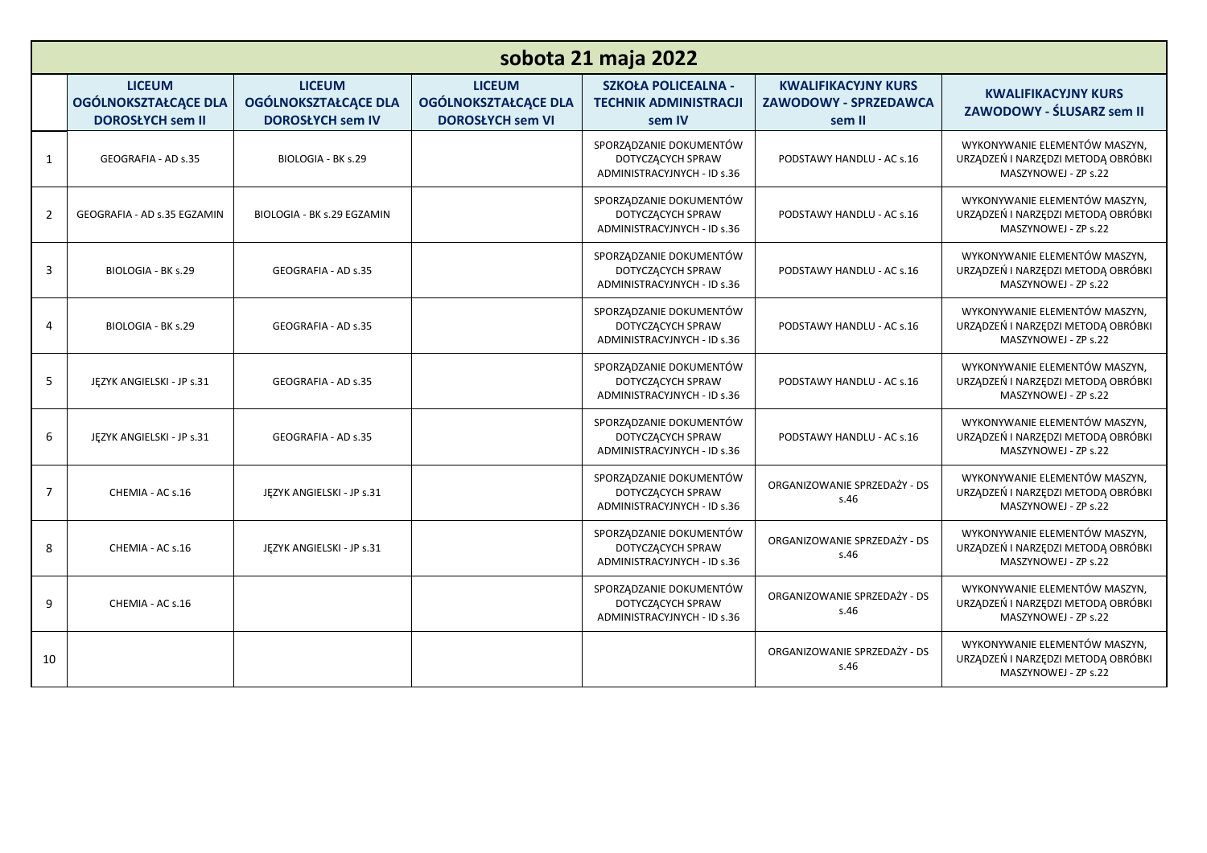# sobota 21 maja 2022

| | LICEUM OGÓLNOKSZTAŁCĄCE DLA DOROSŁYCH sem II | LICEUM OGÓLNOKSZTAŁCĄCE DLA DOROSŁYCH sem IV | LICEUM OGÓLNOKSZTAŁCĄCE DLA DOROSŁYCH sem VI | SZKOŁA POLICEALNA - TECHNIK ADMINISTRACJI sem IV | KWALIFIKACYJNY KURS ZAWODOWY - SPRZEDAWCA sem II | KWALIFIKACYJNY KURS ZAWODOWY - ŚLUSARZ sem II |
|---|---|---|---|---|---|---|
| 1 | GEOGRAFIA - AD s.35 | BIOLOGIA - BK s.29 | | SPORZĄDZANIE DOKUMENTÓW DOTYCZĄCYCH SPRAW ADMINISTRACYJNYCH - ID s.36 | PODSTAWY HANDLU - AC s.16 | WYKONYWANIE ELEMENTÓW MASZYN, URZĄDZEŃ I NARZĘDZI METODĄ OBRÓBKI MASZYNOWEJ - ZP s.22 |
| 2 | GEOGRAFIA - AD s.35 EGZAMIN | BIOLOGIA - BK s.29 EGZAMIN | | SPORZĄDZANIE DOKUMENTÓW DOTYCZĄCYCH SPRAW ADMINISTRACYJNYCH - ID s.36 | PODSTAWY HANDLU - AC s.16 | WYKONYWANIE ELEMENTÓW MASZYN, URZĄDZEŃ I NARZĘDZI METODĄ OBRÓBKI MASZYNOWEJ - ZP s.22 |
| 3 | BIOLOGIA - BK s.29 | GEOGRAFIA - AD s.35 | | SPORZĄDZANIE DOKUMENTÓW DOTYCZĄCYCH SPRAW ADMINISTRACYJNYCH - ID s.36 | PODSTAWY HANDLU - AC s.16 | WYKONYWANIE ELEMENTÓW MASZYN, URZĄDZEŃ I NARZĘDZI METODĄ OBRÓBKI MASZYNOWEJ - ZP s.22 |
| 4 | BIOLOGIA - BK s.29 | GEOGRAFIA - AD s.35 | | SPORZĄDZANIE DOKUMENTÓW DOTYCZĄCYCH SPRAW ADMINISTRACYJNYCH - ID s.36 | PODSTAWY HANDLU - AC s.16 | WYKONYWANIE ELEMENTÓW MASZYN, URZĄDZEŃ I NARZĘDZI METODĄ OBRÓBKI MASZYNOWEJ - ZP s.22 |
| 5 | JĘZYK ANGIELSKI - JP s.31 | GEOGRAFIA - AD s.35 | | SPORZĄDZANIE DOKUMENTÓW DOTYCZĄCYCH SPRAW ADMINISTRACYJNYCH - ID s.36 | PODSTAWY HANDLU - AC s.16 | WYKONYWANIE ELEMENTÓW MASZYN, URZĄDZEŃ I NARZĘDZI METODĄ OBRÓBKI MASZYNOWEJ - ZP s.22 |
| 6 | JĘZYK ANGIELSKI - JP s.31 | GEOGRAFIA - AD s.35 | | SPORZĄDZANIE DOKUMENTÓW DOTYCZĄCYCH SPRAW ADMINISTRACYJNYCH - ID s.36 | PODSTAWY HANDLU - AC s.16 | WYKONYWANIE ELEMENTÓW MASZYN, URZĄDZEŃ I NARZĘDZI METODĄ OBRÓBKI MASZYNOWEJ - ZP s.22 |
| 7 | CHEMIA - AC s.16 | JĘZYK ANGIELSKI - JP s.31 | | SPORZĄDZANIE DOKUMENTÓW DOTYCZĄCYCH SPRAW ADMINISTRACYJNYCH - ID s.36 | ORGANIZOWANIE SPRZEDAŻY - DS s.46 | WYKONYWANIE ELEMENTÓW MASZYN, URZĄDZEŃ I NARZĘDZI METODĄ OBRÓBKI MASZYNOWEJ - ZP s.22 |
| 8 | CHEMIA - AC s.16 | JĘZYK ANGIELSKI - JP s.31 | | SPORZĄDZANIE DOKUMENTÓW DOTYCZĄCYCH SPRAW ADMINISTRACYJNYCH - ID s.36 | ORGANIZOWANIE SPRZEDAŻY - DS s.46 | WYKONYWANIE ELEMENTÓW MASZYN, URZĄDZEŃ I NARZĘDZI METODĄ OBRÓBKI MASZYNOWEJ - ZP s.22 |
| 9 | CHEMIA - AC s.16 | | | SPORZĄDZANIE DOKUMENTÓW DOTYCZĄCYCH SPRAW ADMINISTRACYJNYCH - ID s.36 | ORGANIZOWANIE SPRZEDAŻY - DS s.46 | WYKONYWANIE ELEMENTÓW MASZYN, URZĄDZEŃ I NARZĘDZI METODĄ OBRÓBKI MASZYNOWEJ - ZP s.22 |
| 10 | | | | | ORGANIZOWANIE SPRZEDAŻY - DS s.46 | WYKONYWANIE ELEMENTÓW MASZYN, URZĄDZEŃ I NARZĘDZI METODĄ OBRÓBKI MASZYNOWEJ - ZP s.22 |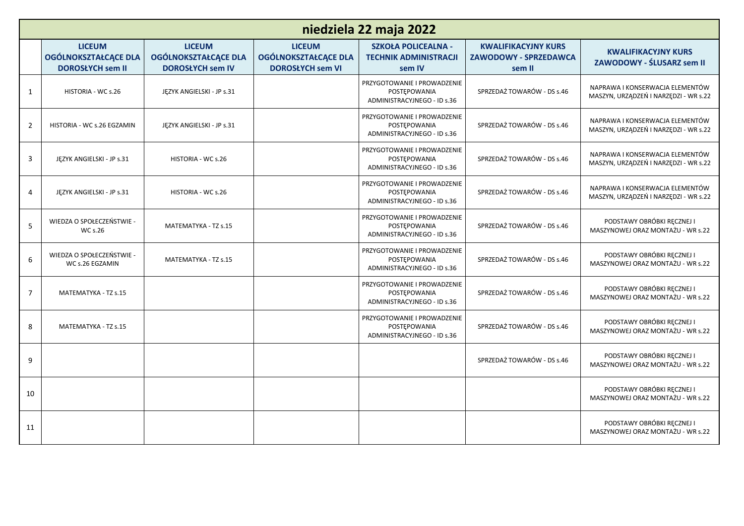# niedziela 22 maja 2022

| | LICEUM OGÓLNOKSZTAŁCĄCE DLA DOROSŁYCH sem II | LICEUM OGÓLNOKSZTAŁCĄCE DLA DOROSŁYCH sem IV | LICEUM OGÓLNOKSZTAŁCĄCE DLA DOROSŁYCH sem VI | SZKOŁA POLICEALNA - TECHNIK ADMINISTRACJI sem IV | KWALIFIKACYJNY KURS ZAWODOWY - SPRZEDAWCA sem II | KWALIFIKACYJNY KURS ZAWODOWY - ŚLUSARZ sem II |
|---|---|---|---|---|---|---|
| 1 | HISTORIA - WC s.26 | JĘZYK ANGIELSKI - JP s.31 | | PRZYGOTOWANIE I PROWADZENIE POSTĘPOWANIA ADMINISTRACYJNEGO - ID s.36 | SPRZEDAŻ TOWARÓW - DS s.46 | NAPRAWA I KONSERWACJA ELEMENTÓW MASZYN, URZĄDZEŃ I NARZĘDZI - WR s.22 |
| 2 | HISTORIA - WC s.26 EGZAMIN | JĘZYK ANGIELSKI - JP s.31 | | PRZYGOTOWANIE I PROWADZENIE POSTĘPOWANIA ADMINISTRACYJNEGO - ID s.36 | SPRZEDAŻ TOWARÓW - DS s.46 | NAPRAWA I KONSERWACJA ELEMENTÓW MASZYN, URZĄDZEŃ I NARZĘDZI - WR s.22 |
| 3 | JĘZYK ANGIELSKI - JP s.31 | HISTORIA - WC s.26 | | PRZYGOTOWANIE I PROWADZENIE POSTĘPOWANIA ADMINISTRACYJNEGO - ID s.36 | SPRZEDAŻ TOWARÓW - DS s.46 | NAPRAWA I KONSERWACJA ELEMENTÓW MASZYN, URZĄDZEŃ I NARZĘDZI - WR s.22 |
| 4 | JĘZYK ANGIELSKI - JP s.31 | HISTORIA - WC s.26 | | PRZYGOTOWANIE I PROWADZENIE POSTĘPOWANIA ADMINISTRACYJNEGO - ID s.36 | SPRZEDAŻ TOWARÓW - DS s.46 | NAPRAWA I KONSERWACJA ELEMENTÓW MASZYN, URZĄDZEŃ I NARZĘDZI - WR s.22 |
| 5 | WIEDZA O SPOŁECZEŃSTWIE - WC s.26 | MATEMATYKA - TZ s.15 | | PRZYGOTOWANIE I PROWADZENIE POSTĘPOWANIA ADMINISTRACYJNEGO - ID s.36 | SPRZEDAŻ TOWARÓW - DS s.46 | PODSTAWY OBRÓBKI RĘCZNEJ I MASZYNOWEJ ORAZ MONTAŻU - WR s.22 |
| 6 | WIEDZA O SPOŁECZEŃSTWIE - WC s.26 EGZAMIN | MATEMATYKA - TZ s.15 | | PRZYGOTOWANIE I PROWADZENIE POSTĘPOWANIA ADMINISTRACYJNEGO - ID s.36 | SPRZEDAŻ TOWARÓW - DS s.46 | PODSTAWY OBRÓBKI RĘCZNEJ I MASZYNOWEJ ORAZ MONTAŻU - WR s.22 |
| 7 | MATEMATYKA - TZ s.15 | | | PRZYGOTOWANIE I PROWADZENIE POSTĘPOWANIA ADMINISTRACYJNEGO - ID s.36 | SPRZEDAŻ TOWARÓW - DS s.46 | PODSTAWY OBRÓBKI RĘCZNEJ I MASZYNOWEJ ORAZ MONTAŻU - WR s.22 |
| 8 | MATEMATYKA - TZ s.15 | | | PRZYGOTOWANIE I PROWADZENIE POSTĘPOWANIA ADMINISTRACYJNEGO - ID s.36 | SPRZEDAŻ TOWARÓW - DS s.46 | PODSTAWY OBRÓBKI RĘCZNEJ I MASZYNOWEJ ORAZ MONTAŻU - WR s.22 |
| 9 | | | | | SPRZEDAŻ TOWARÓW - DS s.46 | PODSTAWY OBRÓBKI RĘCZNEJ I MASZYNOWEJ ORAZ MONTAŻU - WR s.22 |
| 10 | | | | | | PODSTAWY OBRÓBKI RĘCZNEJ I MASZYNOWEJ ORAZ MONTAŻU - WR s.22 |
| 11 | | | | | | PODSTAWY OBRÓBKI RĘCZNEJ I MASZYNOWEJ ORAZ MONTAŻU - WR s.22 |